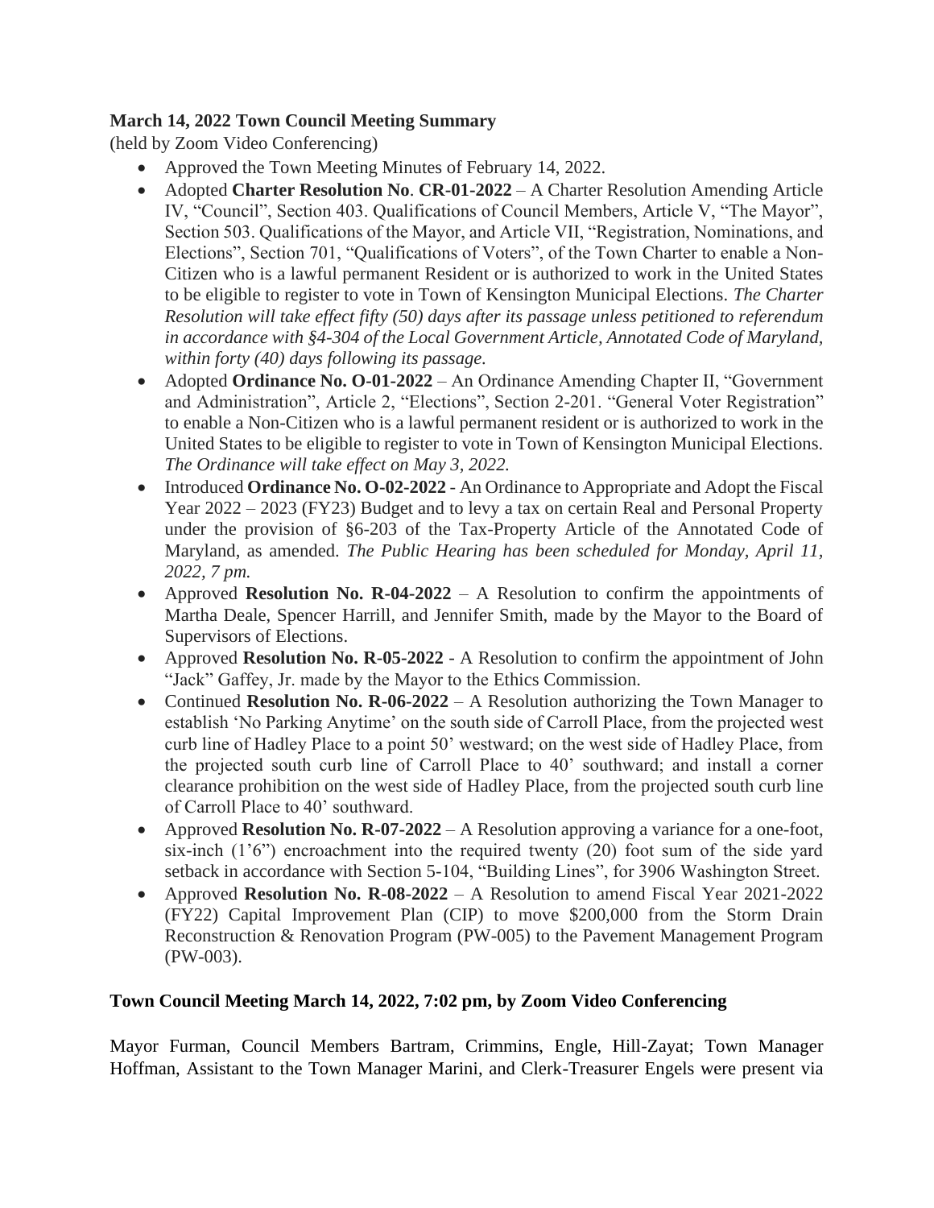**March 14, 2022 Town Council Meeting Summary**
(held by Zoom Video Conferencing)

- Approved the Town Meeting Minutes of February 14, 2022.
- Adopted **Charter Resolution No**. **CR-01-2022** – A Charter Resolution Amending Article IV, "Council", Section 403. Qualifications of Council Members, Article V, "The Mayor", Section 503. Qualifications of the Mayor, and Article VII, "Registration, Nominations, and Elections", Section 701, "Qualifications of Voters", of the Town Charter to enable a Non-Citizen who is a lawful permanent Resident or is authorized to work in the United States to be eligible to register to vote in Town of Kensington Municipal Elections. *The Charter Resolution will take effect fifty (50) days after its passage unless petitioned to referendum in accordance with §4-304 of the Local Government Article, Annotated Code of Maryland, within forty (40) days following its passage.*
- Adopted **Ordinance No. O-01-2022** – An Ordinance Amending Chapter II, "Government and Administration", Article 2, "Elections", Section 2-201. "General Voter Registration" to enable a Non-Citizen who is a lawful permanent resident or is authorized to work in the United States to be eligible to register to vote in Town of Kensington Municipal Elections. *The Ordinance will take effect on May 3, 2022.*
- Introduced **Ordinance No. O-02-2022** - An Ordinance to Appropriate and Adopt the Fiscal Year 2022 – 2023 (FY23) Budget and to levy a tax on certain Real and Personal Property under the provision of §6-203 of the Tax-Property Article of the Annotated Code of Maryland, as amended. *The Public Hearing has been scheduled for Monday, April 11, 2022, 7 pm.*
- Approved **Resolution No. R-04-2022** – A Resolution to confirm the appointments of Martha Deale, Spencer Harrill, and Jennifer Smith, made by the Mayor to the Board of Supervisors of Elections.
- Approved **Resolution No. R-05-2022** - A Resolution to confirm the appointment of John "Jack" Gaffey, Jr. made by the Mayor to the Ethics Commission.
- Continued **Resolution No. R-06-2022** – A Resolution authorizing the Town Manager to establish 'No Parking Anytime' on the south side of Carroll Place, from the projected west curb line of Hadley Place to a point 50' westward; on the west side of Hadley Place, from the projected south curb line of Carroll Place to 40' southward; and install a corner clearance prohibition on the west side of Hadley Place, from the projected south curb line of Carroll Place to 40' southward.
- Approved **Resolution No. R-07-2022** – A Resolution approving a variance for a one-foot, six-inch (1'6") encroachment into the required twenty (20) foot sum of the side yard setback in accordance with Section 5-104, "Building Lines", for 3906 Washington Street.
- Approved **Resolution No. R-08-2022** – A Resolution to amend Fiscal Year 2021-2022 (FY22) Capital Improvement Plan (CIP) to move $200,000 from the Storm Drain Reconstruction & Renovation Program (PW-005) to the Pavement Management Program (PW-003).

**Town Council Meeting March 14, 2022, 7:02 pm, by Zoom Video Conferencing**

Mayor Furman, Council Members Bartram, Crimmins, Engle, Hill-Zayat; Town Manager Hoffman, Assistant to the Town Manager Marini, and Clerk-Treasurer Engels were present via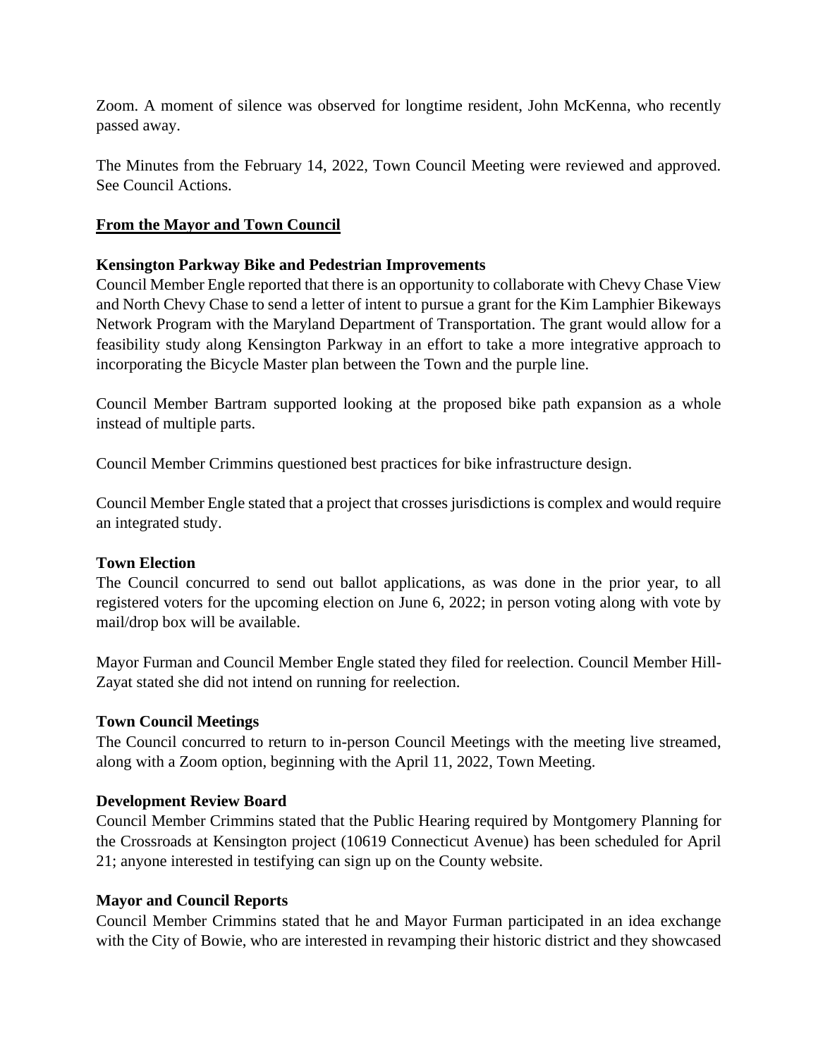Zoom. A moment of silence was observed for longtime resident, John McKenna, who recently passed away.

The Minutes from the February 14, 2022, Town Council Meeting were reviewed and approved. See Council Actions.

## From the Mayor and Town Council

### Kensington Parkway Bike and Pedestrian Improvements

Council Member Engle reported that there is an opportunity to collaborate with Chevy Chase View and North Chevy Chase to send a letter of intent to pursue a grant for the Kim Lamphier Bikeways Network Program with the Maryland Department of Transportation. The grant would allow for a feasibility study along Kensington Parkway in an effort to take a more integrative approach to incorporating the Bicycle Master plan between the Town and the purple line.

Council Member Bartram supported looking at the proposed bike path expansion as a whole instead of multiple parts.

Council Member Crimmins questioned best practices for bike infrastructure design.

Council Member Engle stated that a project that crosses jurisdictions is complex and would require an integrated study.

### Town Election

The Council concurred to send out ballot applications, as was done in the prior year, to all registered voters for the upcoming election on June 6, 2022; in person voting along with vote by mail/drop box will be available.

Mayor Furman and Council Member Engle stated they filed for reelection. Council Member Hill-Zayat stated she did not intend on running for reelection.

### Town Council Meetings

The Council concurred to return to in-person Council Meetings with the meeting live streamed, along with a Zoom option, beginning with the April 11, 2022, Town Meeting.

### Development Review Board

Council Member Crimmins stated that the Public Hearing required by Montgomery Planning for the Crossroads at Kensington project (10619 Connecticut Avenue) has been scheduled for April 21; anyone interested in testifying can sign up on the County website.

### Mayor and Council Reports

Council Member Crimmins stated that he and Mayor Furman participated in an idea exchange with the City of Bowie, who are interested in revamping their historic district and they showcased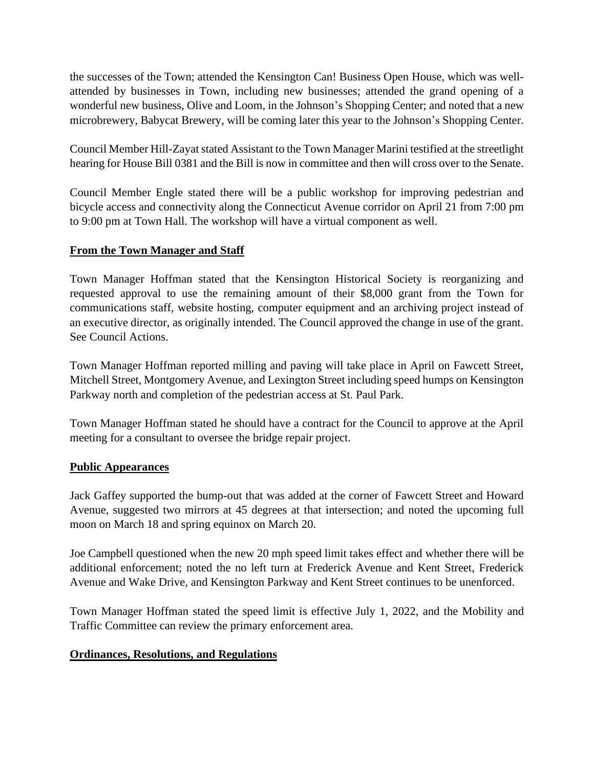the successes of the Town; attended the Kensington Can! Business Open House, which was well-attended by businesses in Town, including new businesses; attended the grand opening of a wonderful new business, Olive and Loom, in the Johnson's Shopping Center; and noted that a new microbrewery, Babycat Brewery, will be coming later this year to the Johnson's Shopping Center.

Council Member Hill-Zayat stated Assistant to the Town Manager Marini testified at the streetlight hearing for House Bill 0381 and the Bill is now in committee and then will cross over to the Senate.

Council Member Engle stated there will be a public workshop for improving pedestrian and bicycle access and connectivity along the Connecticut Avenue corridor on April 21 from 7:00 pm to 9:00 pm at Town Hall. The workshop will have a virtual component as well.

**From the Town Manager and Staff**

Town Manager Hoffman stated that the Kensington Historical Society is reorganizing and requested approval to use the remaining amount of their $8,000 grant from the Town for communications staff, website hosting, computer equipment and an archiving project instead of an executive director, as originally intended. The Council approved the change in use of the grant. See Council Actions.

Town Manager Hoffman reported milling and paving will take place in April on Fawcett Street, Mitchell Street, Montgomery Avenue, and Lexington Street including speed humps on Kensington Parkway north and completion of the pedestrian access at St. Paul Park.

Town Manager Hoffman stated he should have a contract for the Council to approve at the April meeting for a consultant to oversee the bridge repair project.

**Public Appearances**

Jack Gaffey supported the bump-out that was added at the corner of Fawcett Street and Howard Avenue, suggested two mirrors at 45 degrees at that intersection; and noted the upcoming full moon on March 18 and spring equinox on March 20.

Joe Campbell questioned when the new 20 mph speed limit takes effect and whether there will be additional enforcement; noted the no left turn at Frederick Avenue and Kent Street, Frederick Avenue and Wake Drive, and Kensington Parkway and Kent Street continues to be unenforced.

Town Manager Hoffman stated the speed limit is effective July 1, 2022, and the Mobility and Traffic Committee can review the primary enforcement area.

**Ordinances, Resolutions, and Regulations**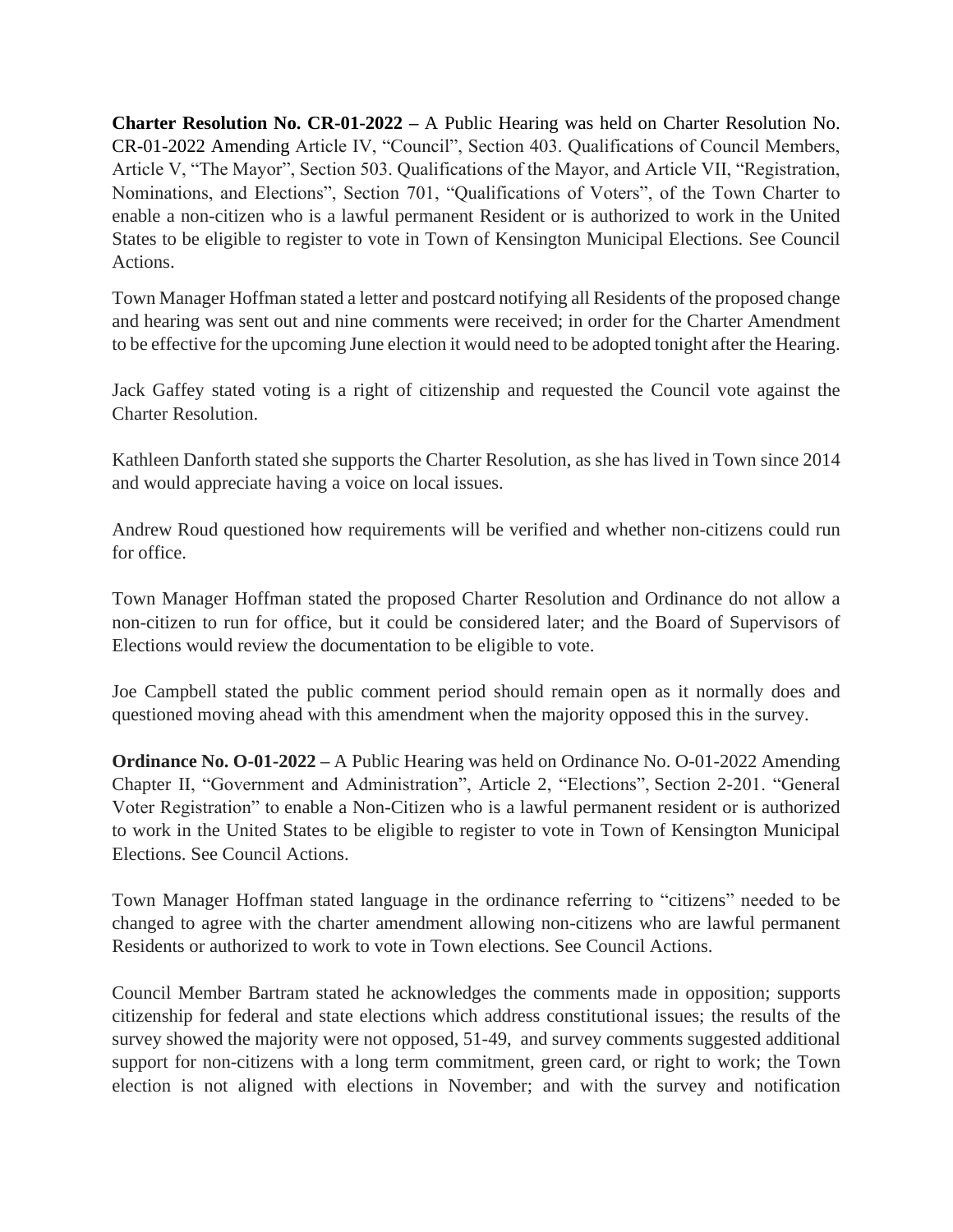**Charter Resolution No. CR-01-2022 –** A Public Hearing was held on Charter Resolution No. CR-01-2022 Amending Article IV, "Council", Section 403. Qualifications of Council Members, Article V, "The Mayor", Section 503. Qualifications of the Mayor, and Article VII, "Registration, Nominations, and Elections", Section 701, "Qualifications of Voters", of the Town Charter to enable a non-citizen who is a lawful permanent Resident or is authorized to work in the United States to be eligible to register to vote in Town of Kensington Municipal Elections. See Council Actions.

Town Manager Hoffman stated a letter and postcard notifying all Residents of the proposed change and hearing was sent out and nine comments were received; in order for the Charter Amendment to be effective for the upcoming June election it would need to be adopted tonight after the Hearing.

Jack Gaffey stated voting is a right of citizenship and requested the Council vote against the Charter Resolution.

Kathleen Danforth stated she supports the Charter Resolution, as she has lived in Town since 2014 and would appreciate having a voice on local issues.

Andrew Roud questioned how requirements will be verified and whether non-citizens could run for office.

Town Manager Hoffman stated the proposed Charter Resolution and Ordinance do not allow a non-citizen to run for office, but it could be considered later; and the Board of Supervisors of Elections would review the documentation to be eligible to vote.

Joe Campbell stated the public comment period should remain open as it normally does and questioned moving ahead with this amendment when the majority opposed this in the survey.

**Ordinance No. O-01-2022 –** A Public Hearing was held on Ordinance No. O-01-2022 Amending Chapter II, "Government and Administration", Article 2, "Elections", Section 2-201. "General Voter Registration" to enable a Non-Citizen who is a lawful permanent resident or is authorized to work in the United States to be eligible to register to vote in Town of Kensington Municipal Elections. See Council Actions.

Town Manager Hoffman stated language in the ordinance referring to "citizens" needed to be changed to agree with the charter amendment allowing non-citizens who are lawful permanent Residents or authorized to work to vote in Town elections. See Council Actions.

Council Member Bartram stated he acknowledges the comments made in opposition; supports citizenship for federal and state elections which address constitutional issues; the results of the survey showed the majority were not opposed, 51-49, and survey comments suggested additional support for non-citizens with a long term commitment, green card, or right to work; the Town election is not aligned with elections in November; and with the survey and notification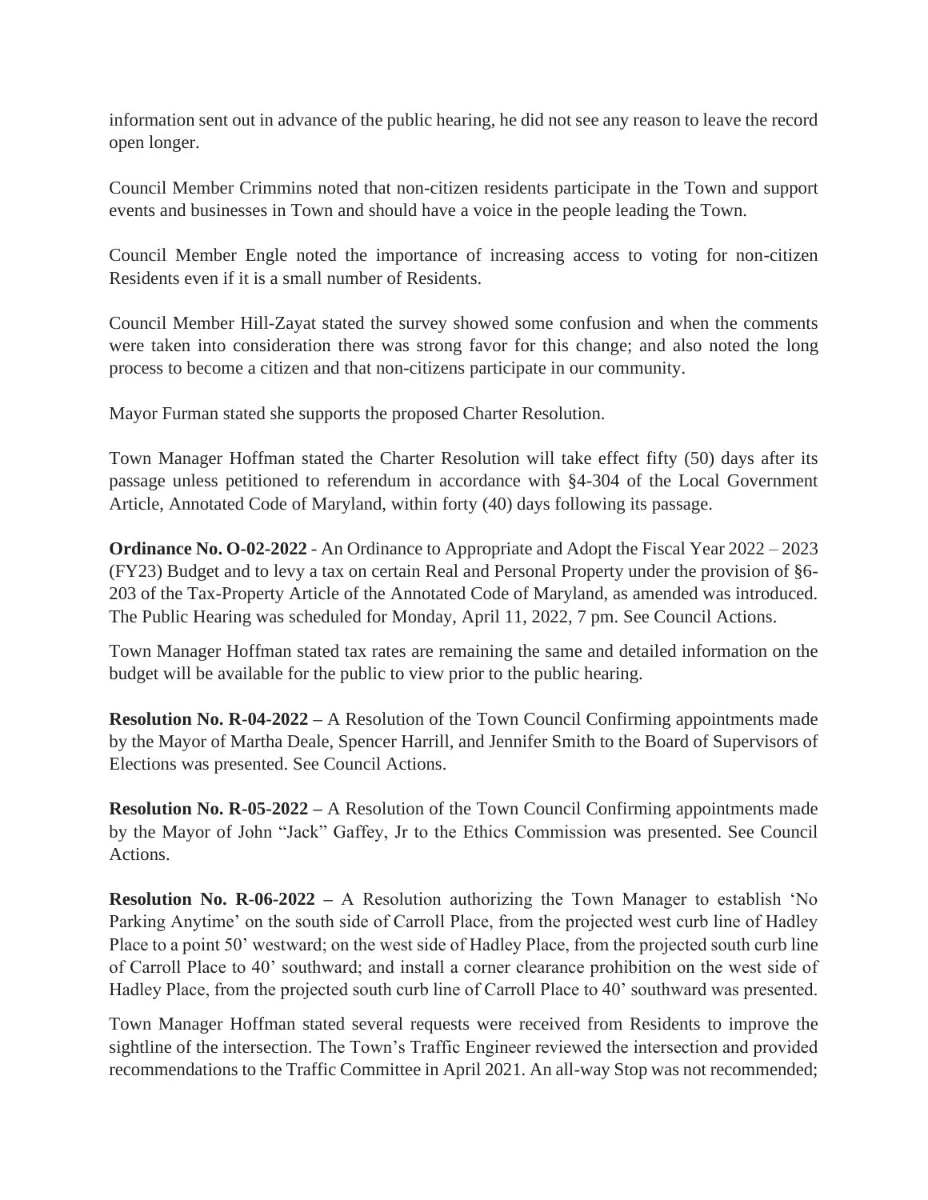information sent out in advance of the public hearing, he did not see any reason to leave the record open longer.

Council Member Crimmins noted that non-citizen residents participate in the Town and support events and businesses in Town and should have a voice in the people leading the Town.

Council Member Engle noted the importance of increasing access to voting for non-citizen Residents even if it is a small number of Residents.

Council Member Hill-Zayat stated the survey showed some confusion and when the comments were taken into consideration there was strong favor for this change; and also noted the long process to become a citizen and that non-citizens participate in our community.

Mayor Furman stated she supports the proposed Charter Resolution.

Town Manager Hoffman stated the Charter Resolution will take effect fifty (50) days after its passage unless petitioned to referendum in accordance with §4-304 of the Local Government Article, Annotated Code of Maryland, within forty (40) days following its passage.

**Ordinance No. O-02-2022** - An Ordinance to Appropriate and Adopt the Fiscal Year 2022 – 2023 (FY23) Budget and to levy a tax on certain Real and Personal Property under the provision of §6-203 of the Tax-Property Article of the Annotated Code of Maryland, as amended was introduced. The Public Hearing was scheduled for Monday, April 11, 2022, 7 pm. See Council Actions.

Town Manager Hoffman stated tax rates are remaining the same and detailed information on the budget will be available for the public to view prior to the public hearing.

**Resolution No. R-04-2022 –** A Resolution of the Town Council Confirming appointments made by the Mayor of Martha Deale, Spencer Harrill, and Jennifer Smith to the Board of Supervisors of Elections was presented. See Council Actions.

**Resolution No. R-05-2022 –** A Resolution of the Town Council Confirming appointments made by the Mayor of John "Jack" Gaffey, Jr to the Ethics Commission was presented. See Council Actions.

**Resolution No. R-06-2022 –** A Resolution authorizing the Town Manager to establish 'No Parking Anytime' on the south side of Carroll Place, from the projected west curb line of Hadley Place to a point 50' westward; on the west side of Hadley Place, from the projected south curb line of Carroll Place to 40' southward; and install a corner clearance prohibition on the west side of Hadley Place, from the projected south curb line of Carroll Place to 40' southward was presented.

Town Manager Hoffman stated several requests were received from Residents to improve the sightline of the intersection. The Town's Traffic Engineer reviewed the intersection and provided recommendations to the Traffic Committee in April 2021. An all-way Stop was not recommended;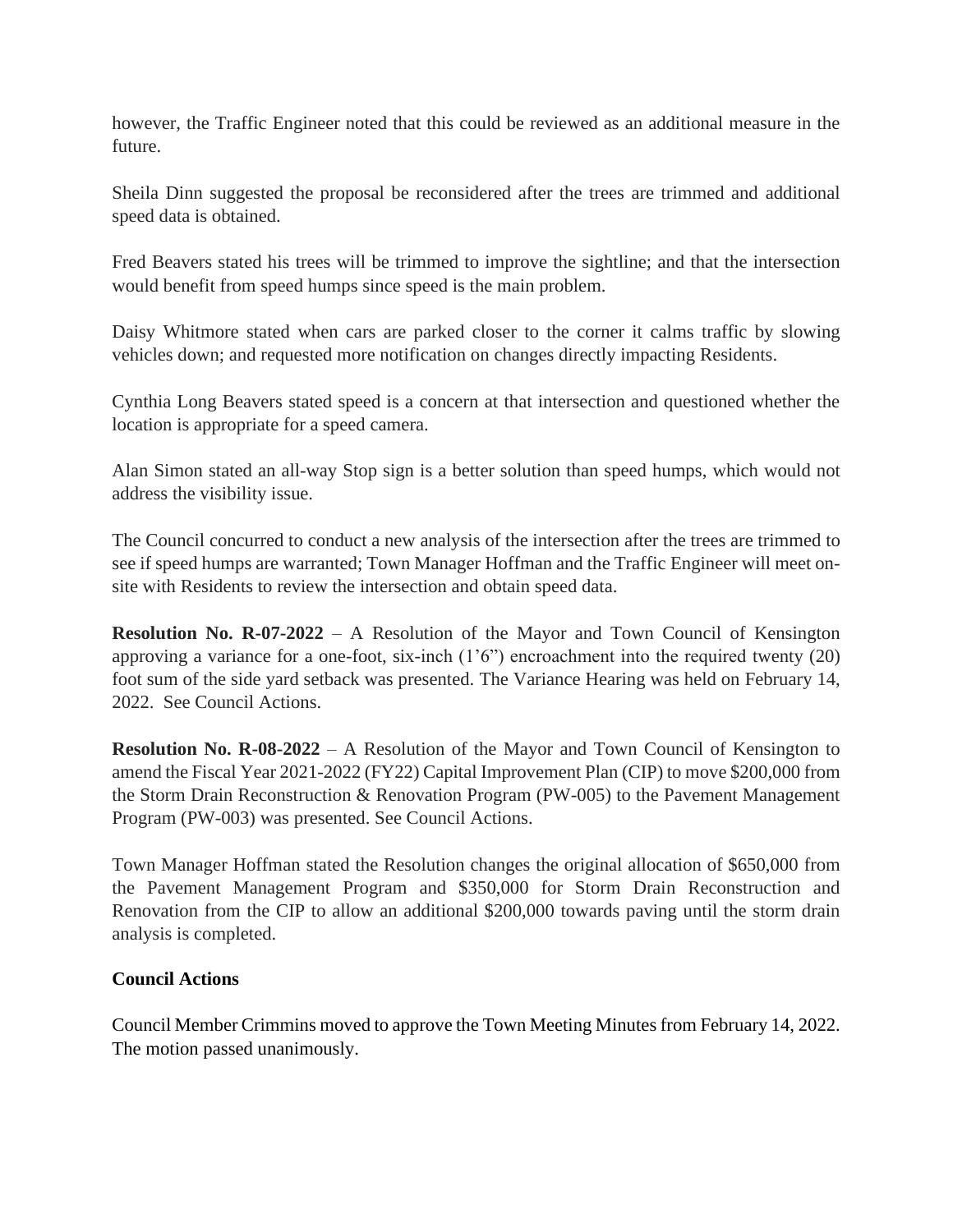however, the Traffic Engineer noted that this could be reviewed as an additional measure in the future.

Sheila Dinn suggested the proposal be reconsidered after the trees are trimmed and additional speed data is obtained.

Fred Beavers stated his trees will be trimmed to improve the sightline; and that the intersection would benefit from speed humps since speed is the main problem.

Daisy Whitmore stated when cars are parked closer to the corner it calms traffic by slowing vehicles down; and requested more notification on changes directly impacting Residents.

Cynthia Long Beavers stated speed is a concern at that intersection and questioned whether the location is appropriate for a speed camera.

Alan Simon stated an all-way Stop sign is a better solution than speed humps, which would not address the visibility issue.

The Council concurred to conduct a new analysis of the intersection after the trees are trimmed to see if speed humps are warranted; Town Manager Hoffman and the Traffic Engineer will meet on-site with Residents to review the intersection and obtain speed data.

**Resolution No. R-07-2022** – A Resolution of the Mayor and Town Council of Kensington approving a variance for a one-foot, six-inch (1'6") encroachment into the required twenty (20) foot sum of the side yard setback was presented. The Variance Hearing was held on February 14, 2022. See Council Actions.

**Resolution No. R-08-2022** – A Resolution of the Mayor and Town Council of Kensington to amend the Fiscal Year 2021-2022 (FY22) Capital Improvement Plan (CIP) to move $200,000 from the Storm Drain Reconstruction & Renovation Program (PW-005) to the Pavement Management Program (PW-003) was presented. See Council Actions.

Town Manager Hoffman stated the Resolution changes the original allocation of $650,000 from the Pavement Management Program and $350,000 for Storm Drain Reconstruction and Renovation from the CIP to allow an additional $200,000 towards paving until the storm drain analysis is completed.

**Council Actions**

Council Member Crimmins moved to approve the Town Meeting Minutes from February 14, 2022. The motion passed unanimously.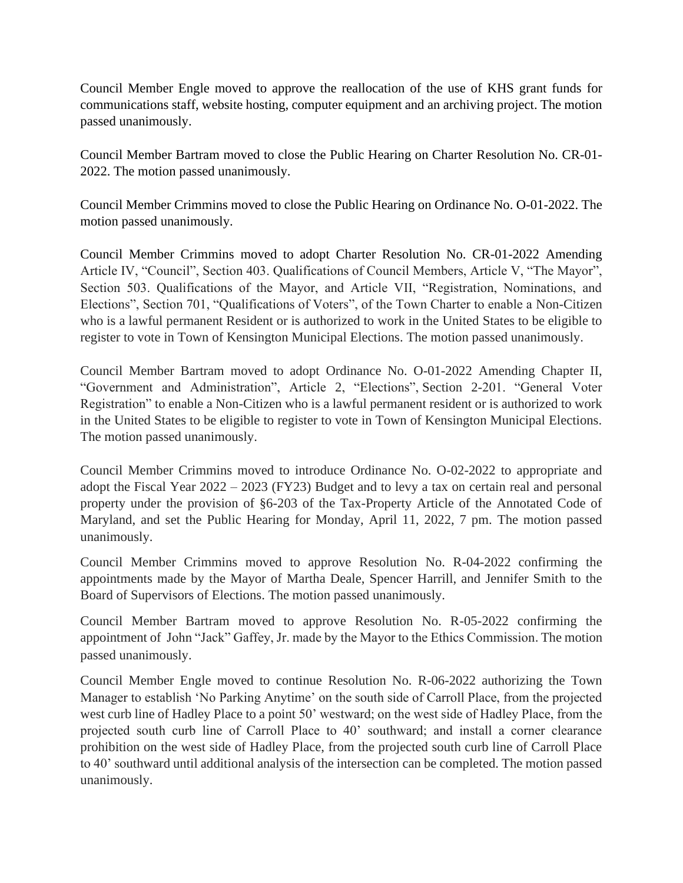Council Member Engle moved to approve the reallocation of the use of KHS grant funds for communications staff, website hosting, computer equipment and an archiving project. The motion passed unanimously.

Council Member Bartram moved to close the Public Hearing on Charter Resolution No. CR-01-2022. The motion passed unanimously.

Council Member Crimmins moved to close the Public Hearing on Ordinance No. O-01-2022. The motion passed unanimously.

Council Member Crimmins moved to adopt Charter Resolution No. CR-01-2022 Amending Article IV, "Council", Section 403. Qualifications of Council Members, Article V, "The Mayor", Section 503. Qualifications of the Mayor, and Article VII, "Registration, Nominations, and Elections", Section 701, "Qualifications of Voters", of the Town Charter to enable a Non-Citizen who is a lawful permanent Resident or is authorized to work in the United States to be eligible to register to vote in Town of Kensington Municipal Elections. The motion passed unanimously.

Council Member Bartram moved to adopt Ordinance No. O-01-2022 Amending Chapter II, "Government and Administration", Article 2, "Elections", Section 2-201. "General Voter Registration" to enable a Non-Citizen who is a lawful permanent resident or is authorized to work in the United States to be eligible to register to vote in Town of Kensington Municipal Elections. The motion passed unanimously.

Council Member Crimmins moved to introduce Ordinance No. O-02-2022 to appropriate and adopt the Fiscal Year 2022 – 2023 (FY23) Budget and to levy a tax on certain real and personal property under the provision of §6-203 of the Tax-Property Article of the Annotated Code of Maryland, and set the Public Hearing for Monday, April 11, 2022, 7 pm. The motion passed unanimously.

Council Member Crimmins moved to approve Resolution No. R-04-2022 confirming the appointments made by the Mayor of Martha Deale, Spencer Harrill, and Jennifer Smith to the Board of Supervisors of Elections. The motion passed unanimously.

Council Member Bartram moved to approve Resolution No. R-05-2022 confirming the appointment of John "Jack" Gaffey, Jr. made by the Mayor to the Ethics Commission. The motion passed unanimously.

Council Member Engle moved to continue Resolution No. R-06-2022 authorizing the Town Manager to establish 'No Parking Anytime' on the south side of Carroll Place, from the projected west curb line of Hadley Place to a point 50' westward; on the west side of Hadley Place, from the projected south curb line of Carroll Place to 40' southward; and install a corner clearance prohibition on the west side of Hadley Place, from the projected south curb line of Carroll Place to 40' southward until additional analysis of the intersection can be completed. The motion passed unanimously.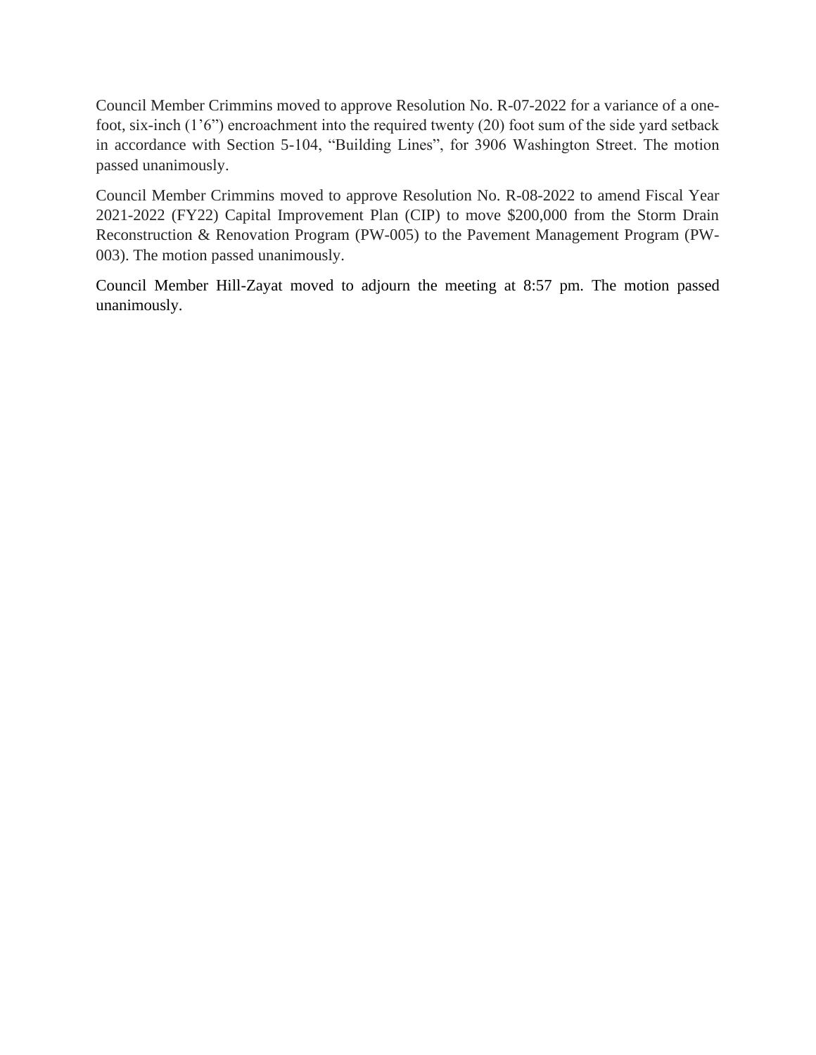Council Member Crimmins moved to approve Resolution No. R-07-2022 for a variance of a one-foot, six-inch (1’6”) encroachment into the required twenty (20) foot sum of the side yard setback in accordance with Section 5-104, “Building Lines”, for 3906 Washington Street. The motion passed unanimously.

Council Member Crimmins moved to approve Resolution No. R-08-2022 to amend Fiscal Year 2021-2022 (FY22) Capital Improvement Plan (CIP) to move $200,000 from the Storm Drain Reconstruction & Renovation Program (PW-005) to the Pavement Management Program (PW-003). The motion passed unanimously.

Council Member Hill-Zayat moved to adjourn the meeting at 8:57 pm. The motion passed unanimously.